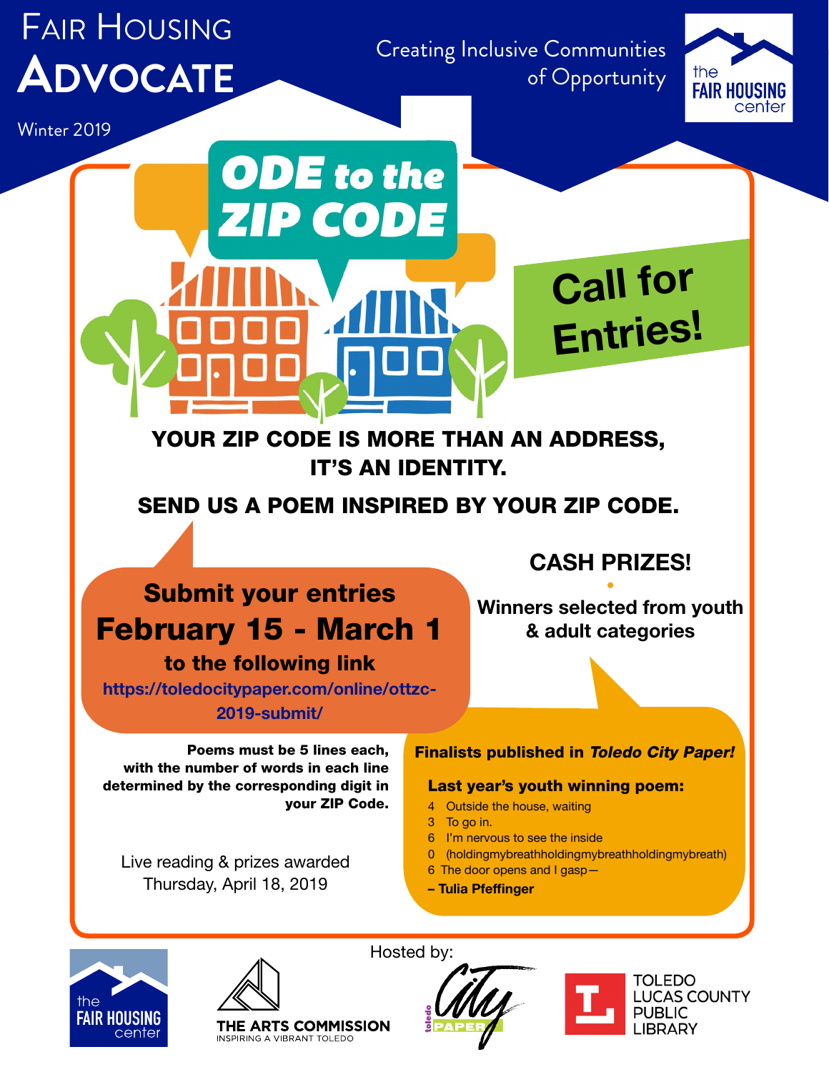# Fair Housing Advocate

Winter 2019

Creating Inclusive Communities of Opportunity

the FAIR HOUSING center

## ODE to the ZIP CODE

## Call for Entries!

**YOUR ZIP CODE IS MORE THAN AN ADDRESS, IT'S AN IDENTITY.**

**SEND US A POEM INSPIRED BY YOUR ZIP CODE.**

**Submit your entries**

**February 15 - March 1**

**to the following link**

**https://toledocitypaper.com/online/ottzc-2019-submit/**

**CASH PRIZES!**

**Winners selected from youth & adult categories**

**Poems must be 5 lines each, with the number of words in each line determined by the corresponding digit in your ZIP Code.**

Live reading & prizes awarded
Thursday, April 18, 2019

**Finalists published in *Toledo City Paper!***

**Last year's youth winning poem:**

4 Outside the house, waiting
3 To go in.
6 I'm nervous to see the inside
0 (holdingmybreathholdingmybreathholdingmybreath)
6 The door opens and I gasp—

**– Tulia Pfeffinger**

Hosted by:

the FAIR HOUSING center

THE ARTS COMMISSION
INSPIRING A VIBRANT TOLEDO

toledo City PAPER

TOLEDO LUCAS COUNTY PUBLIC LIBRARY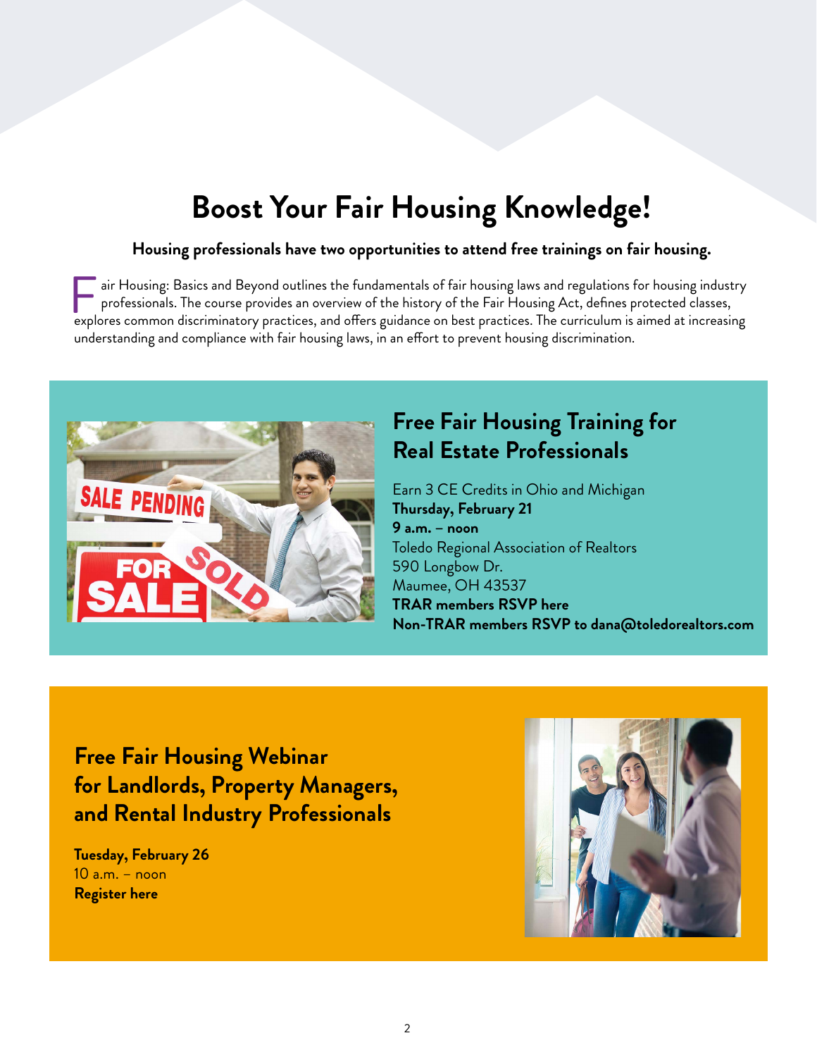# Boost Your Fair Housing Knowledge!

**Housing professionals have two opportunities to attend free trainings on fair housing.**

Fair Housing: Basics and Beyond outlines the fundamentals of fair housing laws and regulations for housing industry professionals. The course provides an overview of the history of the Fair Housing Act, defines protected classes, explores common discriminatory practices, and offers guidance on best practices. The curriculum is aimed at increasing understanding and compliance with fair housing laws, in an effort to prevent housing discrimination.

## Free Fair Housing Training for Real Estate Professionals

Earn 3 CE Credits in Ohio and Michigan
**Thursday, February 21**
**9 a.m. – noon**
Toledo Regional Association of Realtors
590 Longbow Dr.
Maumee, OH 43537
**TRAR members RSVP here**
**Non-TRAR members RSVP to dana@toledorealtors.com**

## Free Fair Housing Webinar for Landlords, Property Managers, and Rental Industry Professionals

**Tuesday, February 26**
10 a.m. – noon
**Register here**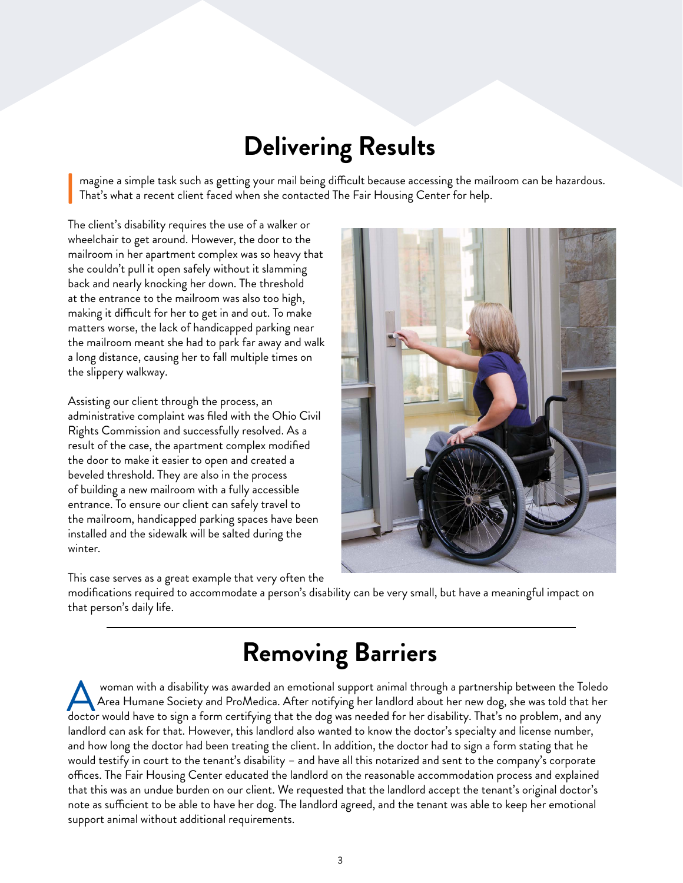# Delivering Results

Imagine a simple task such as getting your mail being difficult because accessing the mailroom can be hazardous. That's what a recent client faced when she contacted The Fair Housing Center for help.

The client's disability requires the use of a walker or wheelchair to get around. However, the door to the mailroom in her apartment complex was so heavy that she couldn't pull it open safely without it slamming back and nearly knocking her down. The threshold at the entrance to the mailroom was also too high, making it difficult for her to get in and out. To make matters worse, the lack of handicapped parking near the mailroom meant she had to park far away and walk a long distance, causing her to fall multiple times on the slippery walkway.

Assisting our client through the process, an administrative complaint was filed with the Ohio Civil Rights Commission and successfully resolved. As a result of the case, the apartment complex modified the door to make it easier to open and created a beveled threshold. They are also in the process of building a new mailroom with a fully accessible entrance. To ensure our client can safely travel to the mailroom, handicapped parking spaces have been installed and the sidewalk will be salted during the winter.

This case serves as a great example that very often the modifications required to accommodate a person's disability can be very small, but have a meaningful impact on that person's daily life.

---

# Removing Barriers

A woman with a disability was awarded an emotional support animal through a partnership between the Toledo Area Humane Society and ProMedica. After notifying her landlord about her new dog, she was told that her doctor would have to sign a form certifying that the dog was needed for her disability. That's no problem, and any landlord can ask for that. However, this landlord also wanted to know the doctor's specialty and license number, and how long the doctor had been treating the client. In addition, the doctor had to sign a form stating that he would testify in court to the tenant's disability – and have all this notarized and sent to the company's corporate offices. The Fair Housing Center educated the landlord on the reasonable accommodation process and explained that this was an undue burden on our client. We requested that the landlord accept the tenant's original doctor's note as sufficient to be able to have her dog. The landlord agreed, and the tenant was able to keep her emotional support animal without additional requirements.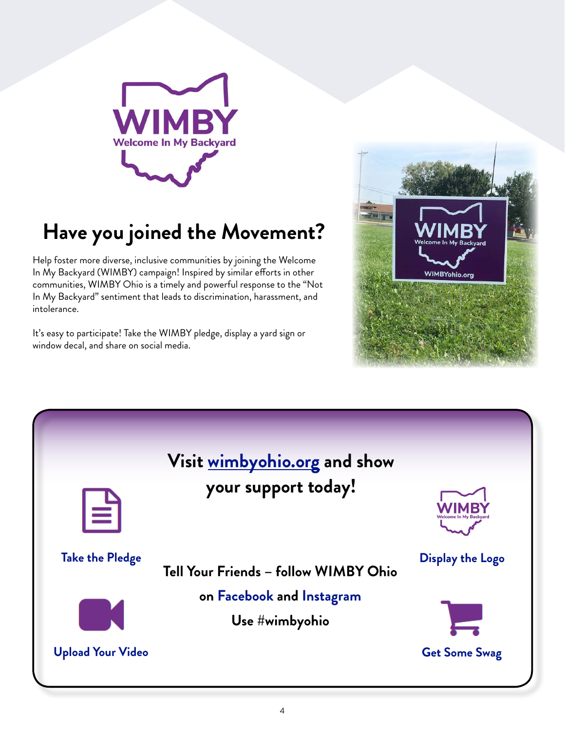WIMBY

Welcome In My Backyard

# Have you joined the Movement?

Help foster more diverse, inclusive communities by joining the Welcome In My Backyard (WIMBY) campaign! Inspired by similar efforts in other communities, WIMBY Ohio is a timely and powerful response to the "Not In My Backyard" sentiment that leads to discrimination, harassment, and intolerance.

It's easy to participate! Take the WIMBY pledge, display a yard sign or window decal, and share on social media.

## Visit wimbyohio.org and show your support today!

**Take the Pledge**

**Display the Logo**

**Tell Your Friends – follow WIMBY Ohio on Facebook and Instagram**

**Use #wimbyohio**

**Upload Your Video**

**Get Some Swag**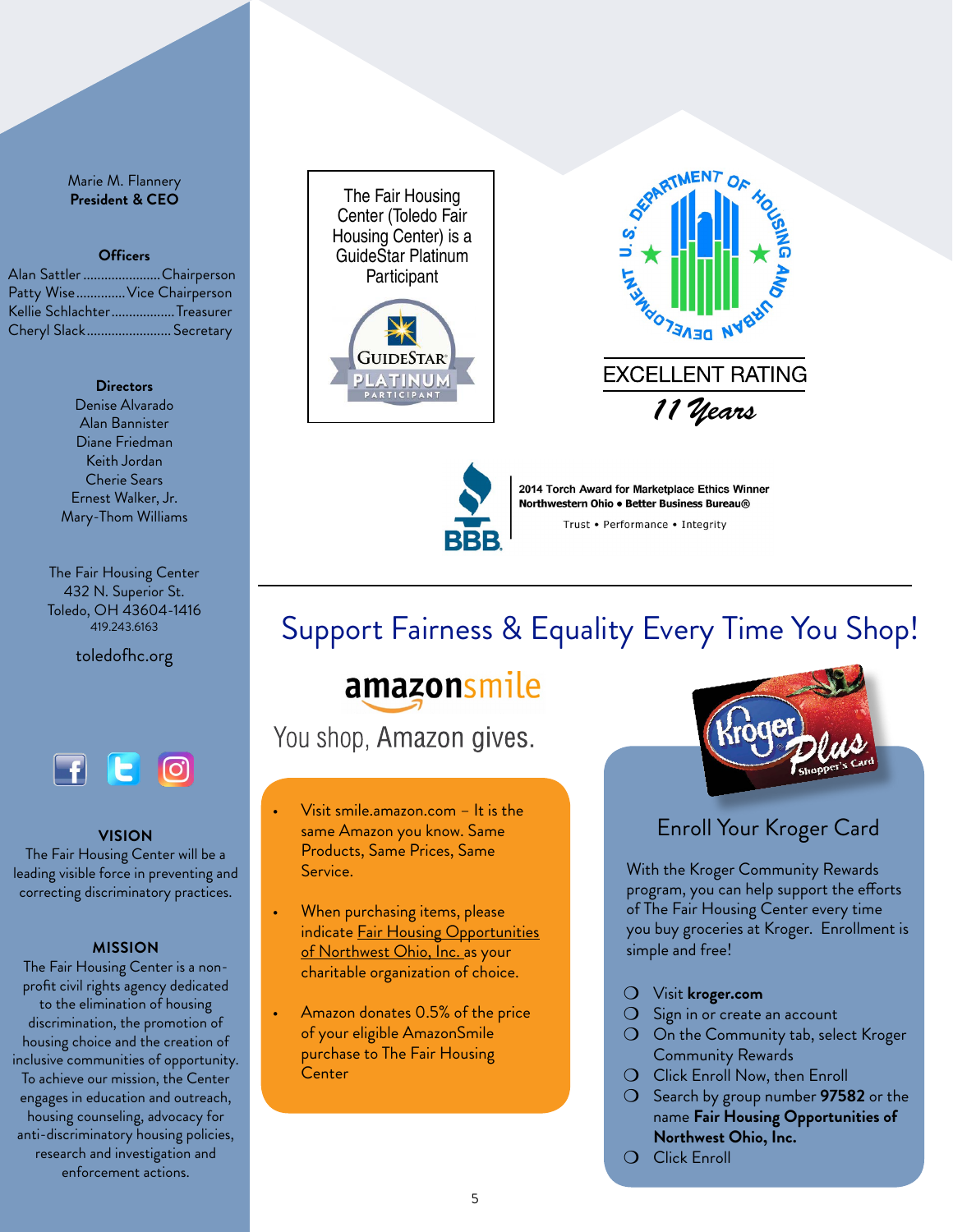Marie M. Flannery
**President & CEO**

**Officers**

Alan Sattler ...................... Chairperson
Patty Wise ............. Vice Chairperson
Kellie Schlachter .................. Treasurer
Cheryl Slack ........................ Secretary

**Directors**

Denise Alvarado
Alan Bannister
Diane Friedman
Keith Jordan
Cherie Sears
Ernest Walker, Jr.
Mary-Thom Williams

The Fair Housing Center
432 N. Superior St.
Toledo, OH 43604-1416
419.243.6163

toledofhc.org

**VISION**

The Fair Housing Center will be a leading visible force in preventing and correcting discriminatory practices.

**MISSION**

The Fair Housing Center is a non-profit civil rights agency dedicated to the elimination of housing discrimination, the promotion of housing choice and the creation of inclusive communities of opportunity. To achieve our mission, the Center engages in education and outreach, housing counseling, advocacy for anti-discriminatory housing policies, research and investigation and enforcement actions.

The Fair Housing Center (Toledo Fair Housing Center) is a GuideStar Platinum Participant

GUIDESTAR PLATINUM PARTICIPANT

U. S. DEPARTMENT OF HOUSING AND URBAN DEVELOPMENT

EXCELLENT RATING

*11 Years*

2014 Torch Award for Marketplace Ethics Winner
Northwestern Ohio • Better Business Bureau®

Trust • Performance • Integrity

## Support Fairness & Equality Every Time You Shop!

amazonsmile

You shop, Amazon gives.

- Visit smile.amazon.com – It is the same Amazon you know. Same Products, Same Prices, Same Service.
- When purchasing items, please indicate Fair Housing Opportunities of Northwest Ohio, Inc. as your charitable organization of choice.
- Amazon donates 0.5% of the price of your eligible AmazonSmile purchase to The Fair Housing Center

### Enroll Your Kroger Card

With the Kroger Community Rewards program, you can help support the efforts of The Fair Housing Center every time you buy groceries at Kroger. Enrollment is simple and free!

- Visit **kroger.com**
- Sign in or create an account
- On the Community tab, select Kroger Community Rewards
- Click Enroll Now, then Enroll
- Search by group number **97582** or the name **Fair Housing Opportunities of Northwest Ohio, Inc.**
- Click Enroll